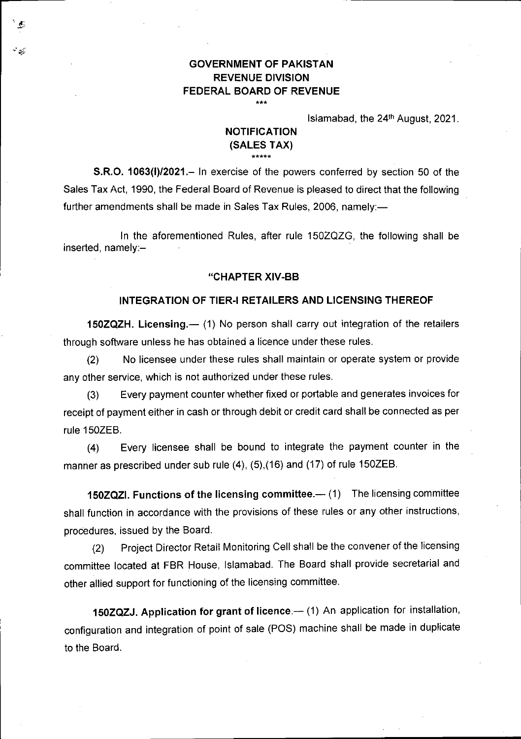**GOVERNMENT OF PAKISTAN**
**REVENUE DIVISION**
**FEDERAL BOARD OF REVENUE**

\*\*\*

Islamabad, the 24th August, 2021.

**NOTIFICATION**
**(SALES TAX)**

\*\*\*\*\*

**S.R.O. 1063(I)/2021.**– In exercise of the powers conferred by section 50 of the Sales Tax Act, 1990, the Federal Board of Revenue is pleased to direct that the following further amendments shall be made in Sales Tax Rules, 2006, namely:—

In the aforementioned Rules, after rule 150ZQZG, the following shall be inserted, namely:–

**"CHAPTER XIV-BB**

**INTEGRATION OF TIER-I RETAILERS AND LICENSING THEREOF**

**150ZQZH. Licensing.**— (1) No person shall carry out integration of the retailers through software unless he has obtained a licence under these rules.

(2) No licensee under these rules shall maintain or operate system or provide any other service, which is not authorized under these rules.

(3) Every payment counter whether fixed or portable and generates invoices for receipt of payment either in cash or through debit or credit card shall be connected as per rule 150ZEB.

(4) Every licensee shall be bound to integrate the payment counter in the manner as prescribed under sub rule (4), (5),(16) and (17) of rule 150ZEB.

**150ZQZI. Functions of the licensing committee.**— (1) The licensing committee shall function in accordance with the provisions of these rules or any other instructions, procedures, issued by the Board.

(2) Project Director Retail Monitoring Cell shall be the convener of the licensing committee located at FBR House, Islamabad. The Board shall provide secretarial and other allied support for functioning of the licensing committee.

**150ZQZJ. Application for grant of licence.**— (1) An application for installation, configuration and integration of point of sale (POS) machine shall be made in duplicate to the Board.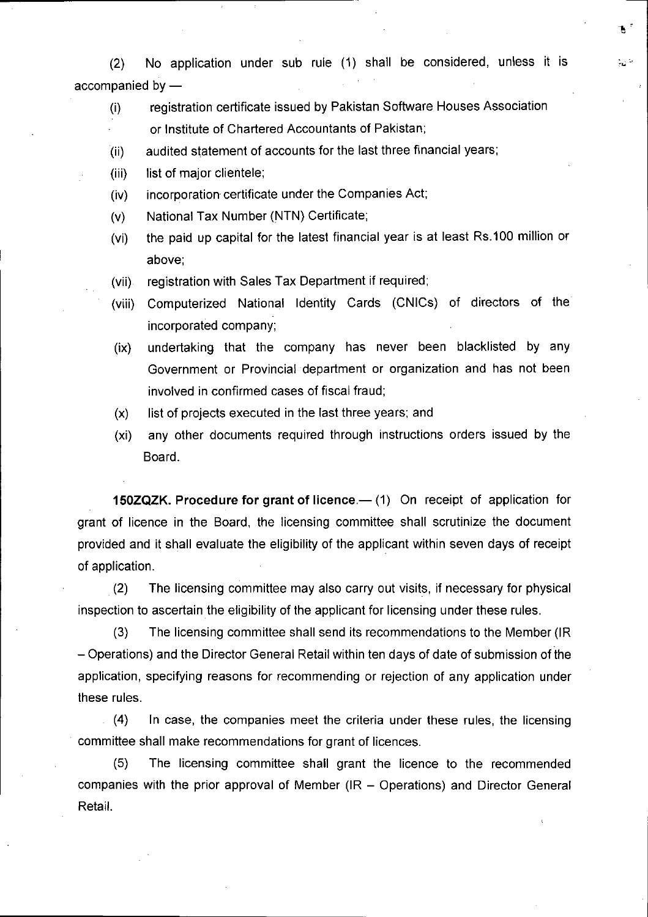(2) No application under sub rule (1) shall be considered, unless it is accompanied by —

(i) registration certificate issued by Pakistan Software Houses Association or Institute of Chartered Accountants of Pakistan;

(ii) audited statement of accounts for the last three financial years;

(iii) list of major clientele;

(iv) incorporation certificate under the Companies Act;

(v) National Tax Number (NTN) Certificate;

(vi) the paid up capital for the latest financial year is at least Rs.100 million or above;

(vii) registration with Sales Tax Department if required;

(viii) Computerized National Identity Cards (CNICs) of directors of the incorporated company;

(ix) undertaking that the company has never been blacklisted by any Government or Provincial department or organization and has not been involved in confirmed cases of fiscal fraud;

(x) list of projects executed in the last three years; and

(xi) any other documents required through instructions orders issued by the Board.

**150ZQZK. Procedure for grant of licence.**— (1) On receipt of application for grant of licence in the Board, the licensing committee shall scrutinize the document provided and it shall evaluate the eligibility of the applicant within seven days of receipt of application.

(2) The licensing committee may also carry out visits, if necessary for physical inspection to ascertain the eligibility of the applicant for licensing under these rules.

(3) The licensing committee shall send its recommendations to the Member (IR – Operations) and the Director General Retail within ten days of date of submission of the application, specifying reasons for recommending or rejection of any application under these rules.

(4) In case, the companies meet the criteria under these rules, the licensing committee shall make recommendations for grant of licences.

(5) The licensing committee shall grant the licence to the recommended companies with the prior approval of Member (IR – Operations) and Director General Retail.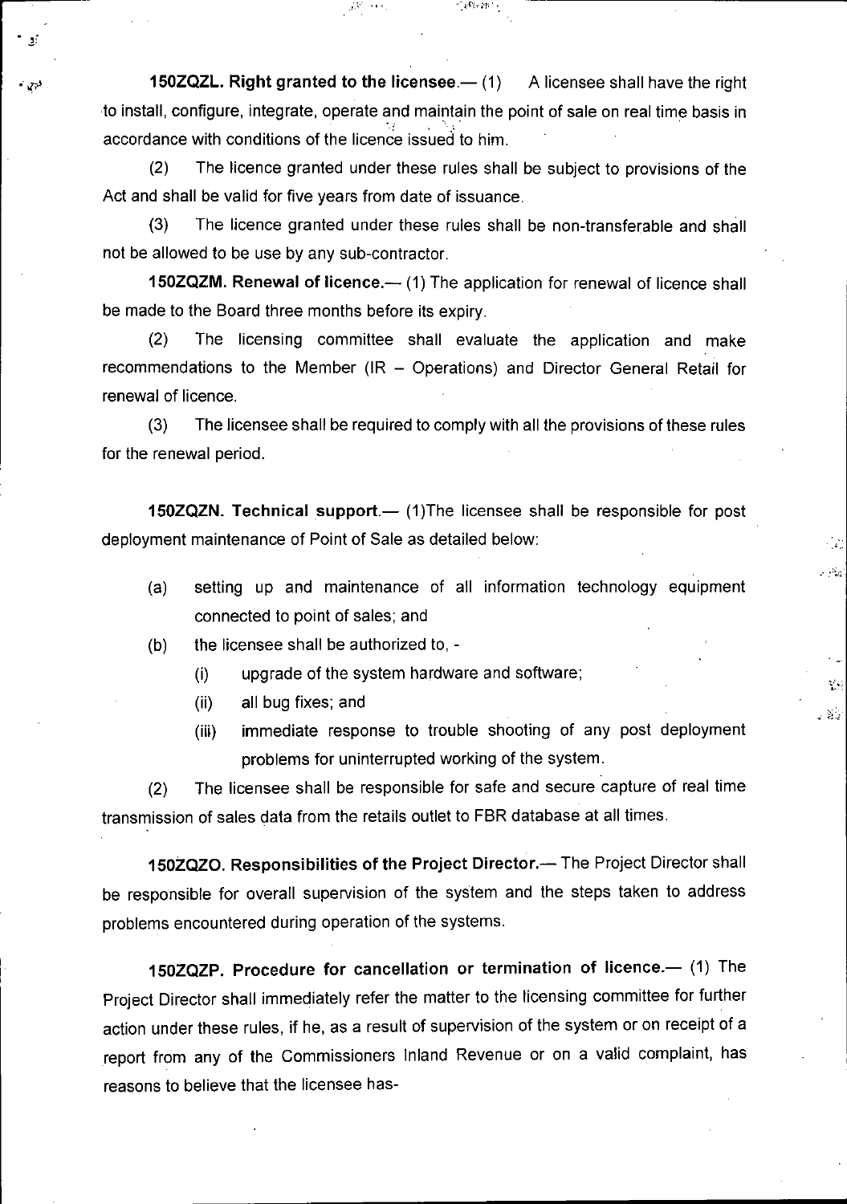**150ZQZL. Right granted to the licensee.**— (1) A licensee shall have the right to install, configure, integrate, operate and maintain the point of sale on real time basis in accordance with conditions of the licence issued to him.

(2) The licence granted under these rules shall be subject to provisions of the Act and shall be valid for five years from date of issuance.

(3) The licence granted under these rules shall be non-transferable and shall not be allowed to be use by any sub-contractor.

**150ZQZM. Renewal of licence.**— (1) The application for renewal of licence shall be made to the Board three months before its expiry.

(2) The licensing committee shall evaluate the application and make recommendations to the Member (IR – Operations) and Director General Retail for renewal of licence.

(3) The licensee shall be required to comply with all the provisions of these rules for the renewal period.

**150ZQZN. Technical support.**— (1)The licensee shall be responsible for post deployment maintenance of Point of Sale as detailed below:

(a) setting up and maintenance of all information technology equipment connected to point of sales; and

(b) the licensee shall be authorized to, -

(i) upgrade of the system hardware and software;

(ii) all bug fixes; and

(iii) immediate response to trouble shooting of any post deployment problems for uninterrupted working of the system.

(2) The licensee shall be responsible for safe and secure capture of real time transmission of sales data from the retails outlet to FBR database at all times.

**150ZQZO. Responsibilities of the Project Director.**— The Project Director shall be responsible for overall supervision of the system and the steps taken to address problems encountered during operation of the systems.

**150ZQZP. Procedure for cancellation or termination of licence.**— (1) The Project Director shall immediately refer the matter to the licensing committee for further action under these rules, if he, as a result of supervision of the system or on receipt of a report from any of the Commissioners Inland Revenue or on a valid complaint, has reasons to believe that the licensee has-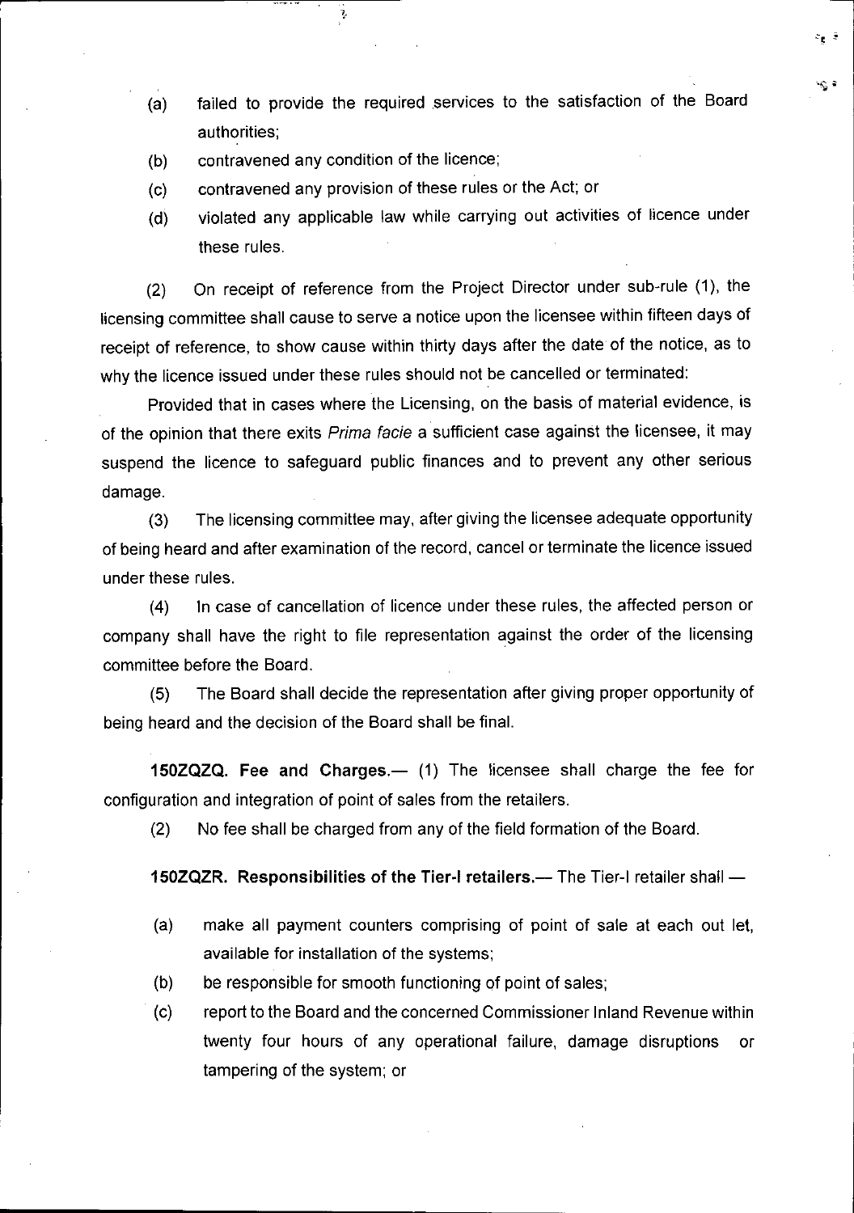(a) failed to provide the required services to the satisfaction of the Board authorities;

(b) contravened any condition of the licence;

(c) contravened any provision of these rules or the Act; or

(d) violated any applicable law while carrying out activities of licence under these rules.

(2) On receipt of reference from the Project Director under sub-rule (1), the licensing committee shall cause to serve a notice upon the licensee within fifteen days of receipt of reference, to show cause within thirty days after the date of the notice, as to why the licence issued under these rules should not be cancelled or terminated:

Provided that in cases where the Licensing, on the basis of material evidence, is of the opinion that there exits *Prima facie* a sufficient case against the licensee, it may suspend the licence to safeguard public finances and to prevent any other serious damage.

(3) The licensing committee may, after giving the licensee adequate opportunity of being heard and after examination of the record, cancel or terminate the licence issued under these rules.

(4) In case of cancellation of licence under these rules, the affected person or company shall have the right to file representation against the order of the licensing committee before the Board.

(5) The Board shall decide the representation after giving proper opportunity of being heard and the decision of the Board shall be final.

**150ZQZQ. Fee and Charges.**— (1) The licensee shall charge the fee for configuration and integration of point of sales from the retailers.

(2) No fee shall be charged from any of the field formation of the Board.

**150ZQZR. Responsibilities of the Tier-I retailers.**— The Tier-I retailer shall —

(a) make all payment counters comprising of point of sale at each out let, available for installation of the systems;

(b) be responsible for smooth functioning of point of sales;

(c) report to the Board and the concerned Commissioner Inland Revenue within twenty four hours of any operational failure, damage disruptions or tampering of the system; or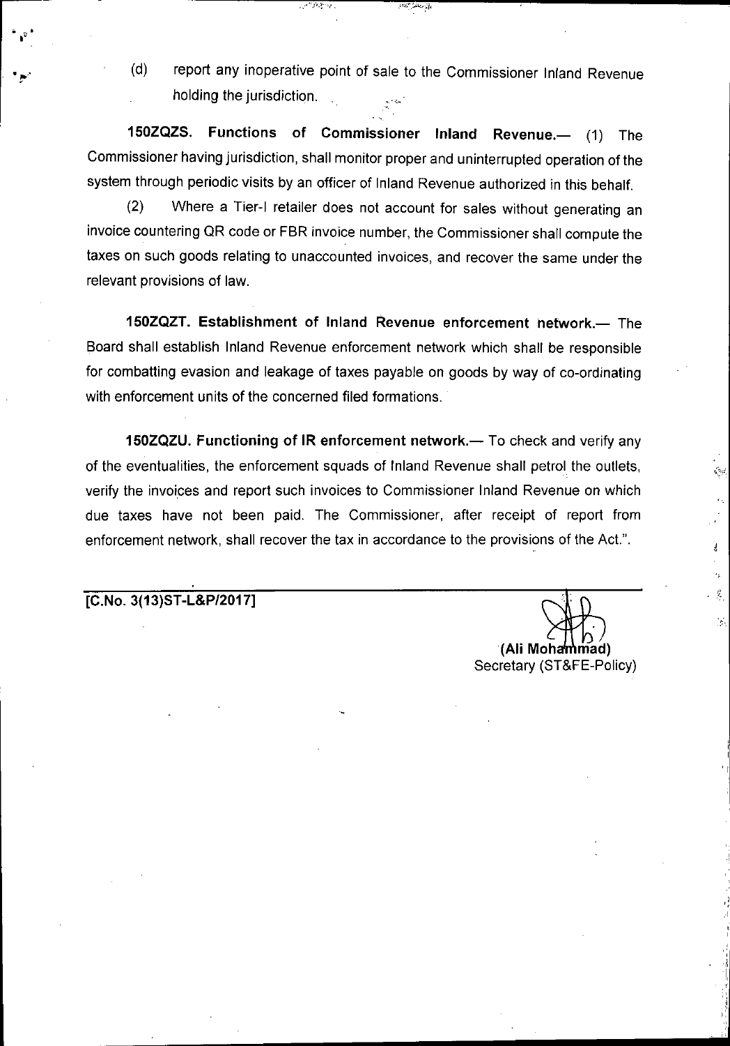(d) report any inoperative point of sale to the Commissioner Inland Revenue holding the jurisdiction.

**150ZQZS. Functions of Commissioner Inland Revenue.—** (1) The Commissioner having jurisdiction, shall monitor proper and uninterrupted operation of the system through periodic visits by an officer of Inland Revenue authorized in this behalf.

(2) Where a Tier-I retailer does not account for sales without generating an invoice countering QR code or FBR invoice number, the Commissioner shall compute the taxes on such goods relating to unaccounted invoices, and recover the same under the relevant provisions of law.

**150ZQZT. Establishment of Inland Revenue enforcement network.—** The Board shall establish Inland Revenue enforcement network which shall be responsible for combatting evasion and leakage of taxes payable on goods by way of co-ordinating with enforcement units of the concerned filed formations.

**150ZQZU. Functioning of IR enforcement network.—** To check and verify any of the eventualities, the enforcement squads of Inland Revenue shall petrol the outlets, verify the invoices and report such invoices to Commissioner Inland Revenue on which due taxes have not been paid. The Commissioner, after receipt of report from enforcement network, shall recover the tax in accordance to the provisions of the Act.".

**[C.No. 3(13)ST-L&P/2017]**

**(Ali Mohammad)**
Secretary (ST&FE-Policy)